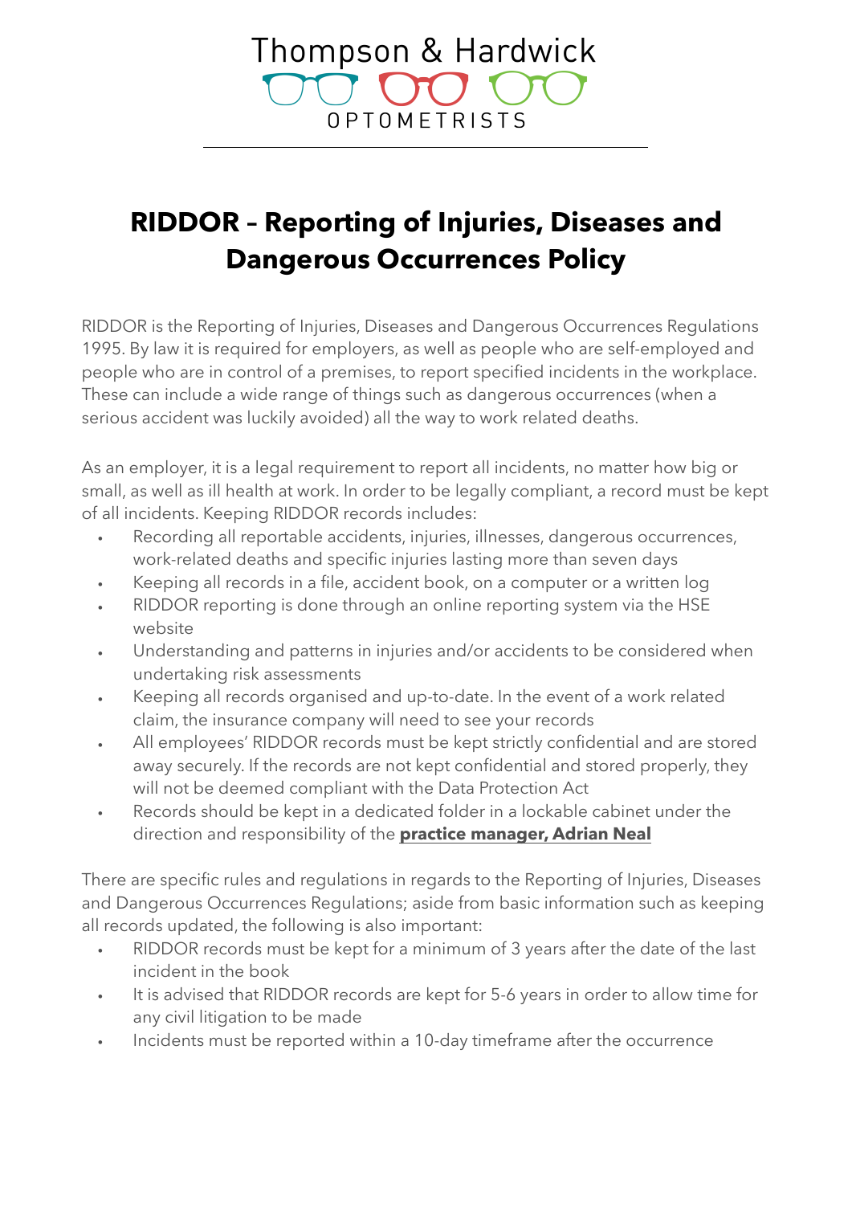Thompson & Hardwick

OPTOMETRISTS

# RIDDOR – Reporting of Injuries, Diseases and Dangerous Occurrences Policy

RIDDOR is the Reporting of Injuries, Diseases and Dangerous Occurrences Regulations 1995. By law it is required for employers, as well as people who are self-employed and people who are in control of a premises, to report specified incidents in the workplace. These can include a wide range of things such as dangerous occurrences (when a serious accident was luckily avoided) all the way to work related deaths.

As an employer, it is a legal requirement to report all incidents, no matter how big or small, as well as ill health at work. In order to be legally compliant, a record must be kept of all incidents. Keeping RIDDOR records includes:

- Recording all reportable accidents, injuries, illnesses, dangerous occurrences, work-related deaths and specific injuries lasting more than seven days
- Keeping all records in a file, accident book, on a computer or a written log
- RIDDOR reporting is done through an online reporting system via the HSE website
- Understanding and patterns in injuries and/or accidents to be considered when undertaking risk assessments
- Keeping all records organised and up-to-date. In the event of a work related claim, the insurance company will need to see your records
- All employees' RIDDOR records must be kept strictly confidential and are stored away securely. If the records are not kept confidential and stored properly, they will not be deemed compliant with the Data Protection Act
- Records should be kept in a dedicated folder in a lockable cabinet under the direction and responsibility of the **practice manager, Adrian Neal**

There are specific rules and regulations in regards to the Reporting of Injuries, Diseases and Dangerous Occurrences Regulations; aside from basic information such as keeping all records updated, the following is also important:

- RIDDOR records must be kept for a minimum of 3 years after the date of the last incident in the book
- It is advised that RIDDOR records are kept for 5-6 years in order to allow time for any civil litigation to be made
- Incidents must be reported within a 10-day timeframe after the occurrence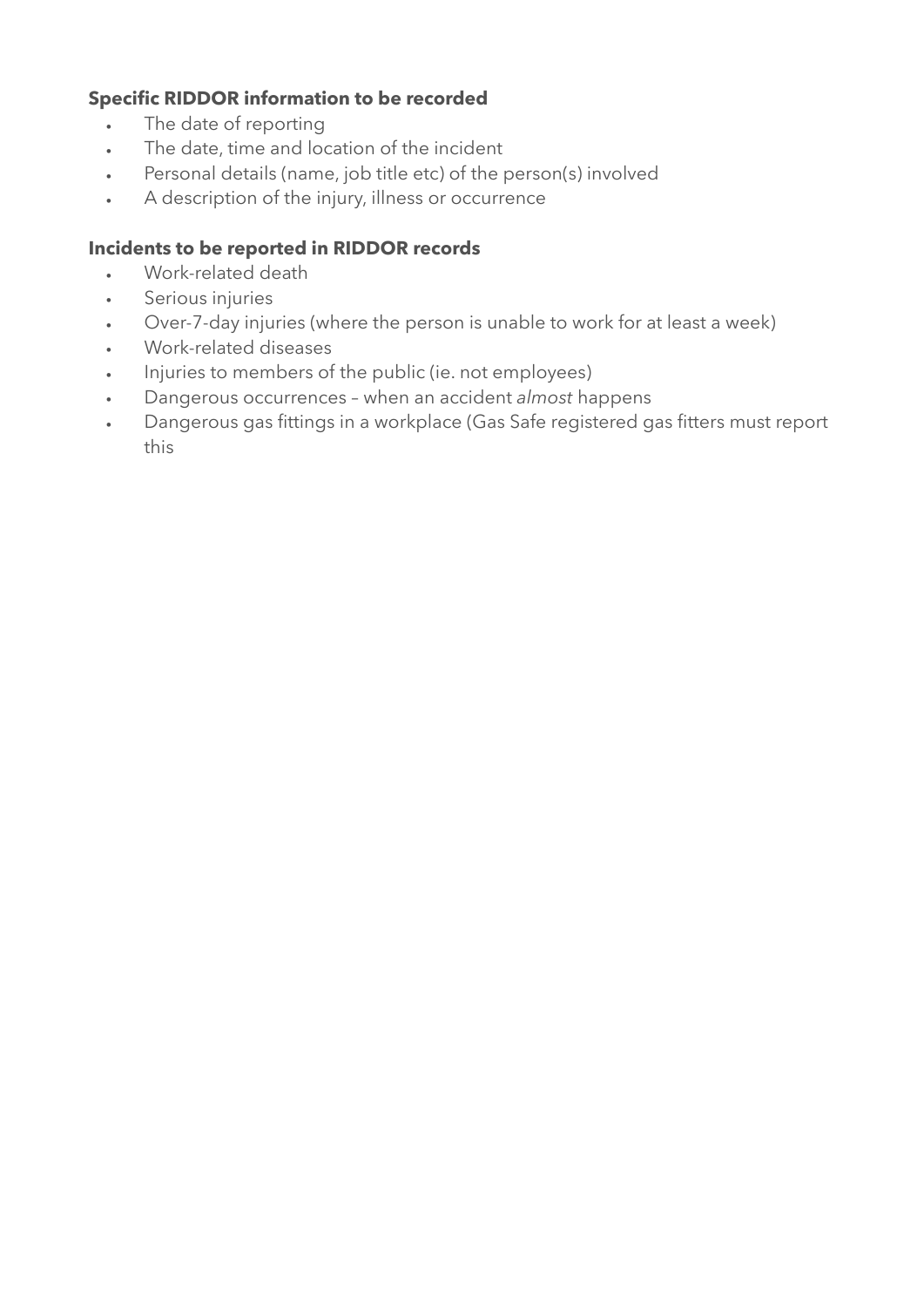### Specific RIDDOR information to be recorded

- The date of reporting
- The date, time and location of the incident
- Personal details (name, job title etc) of the person(s) involved
- A description of the injury, illness or occurrence

### Incidents to be reported in RIDDOR records

- Work-related death
- Serious injuries
- Over-7-day injuries (where the person is unable to work for at least a week)
- Work-related diseases
- Injuries to members of the public (ie. not employees)
- Dangerous occurrences – when an accident *almost* happens
- Dangerous gas fittings in a workplace (Gas Safe registered gas fitters must report this